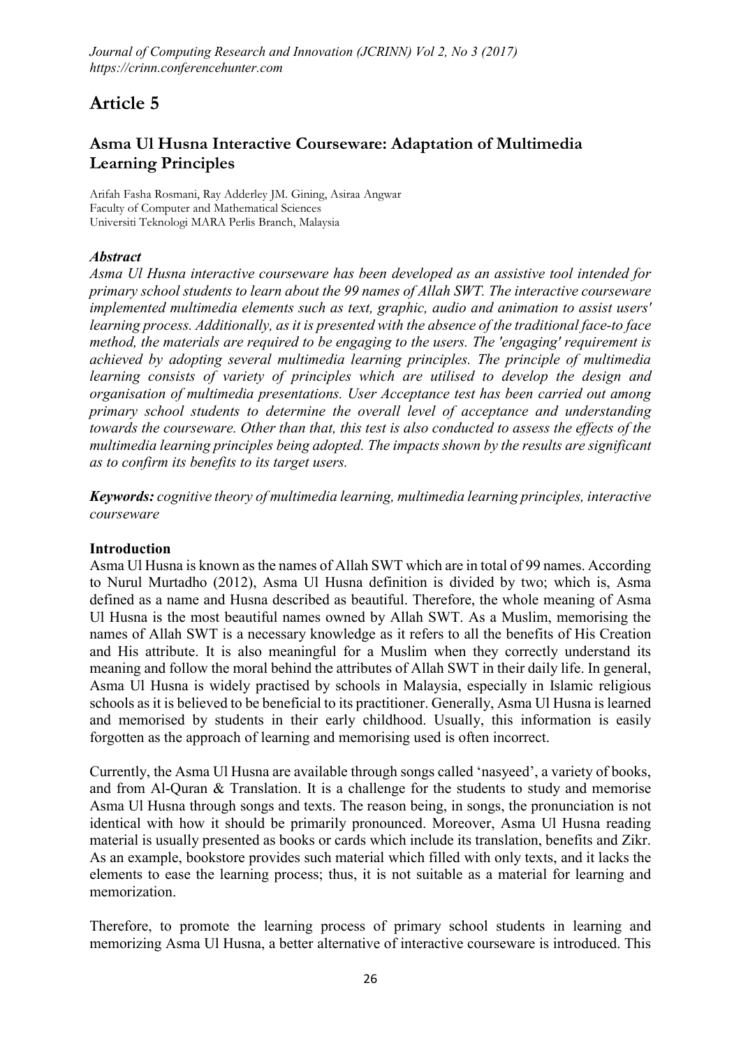# Article 5

## Asma Ul Husna Interactive Courseware: Adaptation of Multimedia Learning Principles

Arifah Fasha Rosmani, Ray Adderley JM. Gining, Asiraa Angwar
Faculty of Computer and Mathematical Sciences
Universiti Teknologi MARA Perlis Branch, Malaysia

### *Abstract*

*Asma Ul Husna interactive courseware has been developed as an assistive tool intended for primary school students to learn about the 99 names of Allah SWT. The interactive courseware implemented multimedia elements such as text, graphic, audio and animation to assist users' learning process. Additionally, as it is presented with the absence of the traditional face-to face method, the materials are required to be engaging to the users. The 'engaging' requirement is achieved by adopting several multimedia learning principles. The principle of multimedia learning consists of variety of principles which are utilised to develop the design and organisation of multimedia presentations. User Acceptance test has been carried out among primary school students to determine the overall level of acceptance and understanding towards the courseware. Other than that, this test is also conducted to assess the effects of the multimedia learning principles being adopted. The impacts shown by the results are significant as to confirm its benefits to its target users.*

***Keywords:*** *cognitive theory of multimedia learning, multimedia learning principles, interactive courseware*

### Introduction

Asma Ul Husna is known as the names of Allah SWT which are in total of 99 names. According to Nurul Murtadho (2012), Asma Ul Husna definition is divided by two; which is, Asma defined as a name and Husna described as beautiful. Therefore, the whole meaning of Asma Ul Husna is the most beautiful names owned by Allah SWT. As a Muslim, memorising the names of Allah SWT is a necessary knowledge as it refers to all the benefits of His Creation and His attribute. It is also meaningful for a Muslim when they correctly understand its meaning and follow the moral behind the attributes of Allah SWT in their daily life. In general, Asma Ul Husna is widely practised by schools in Malaysia, especially in Islamic religious schools as it is believed to be beneficial to its practitioner. Generally, Asma Ul Husna is learned and memorised by students in their early childhood. Usually, this information is easily forgotten as the approach of learning and memorising used is often incorrect.

Currently, the Asma Ul Husna are available through songs called 'nasyeed', a variety of books, and from Al-Quran & Translation. It is a challenge for the students to study and memorise Asma Ul Husna through songs and texts. The reason being, in songs, the pronunciation is not identical with how it should be primarily pronounced. Moreover, Asma Ul Husna reading material is usually presented as books or cards which include its translation, benefits and Zikr. As an example, bookstore provides such material which filled with only texts, and it lacks the elements to ease the learning process; thus, it is not suitable as a material for learning and memorization.

Therefore, to promote the learning process of primary school students in learning and memorizing Asma Ul Husna, a better alternative of interactive courseware is introduced. This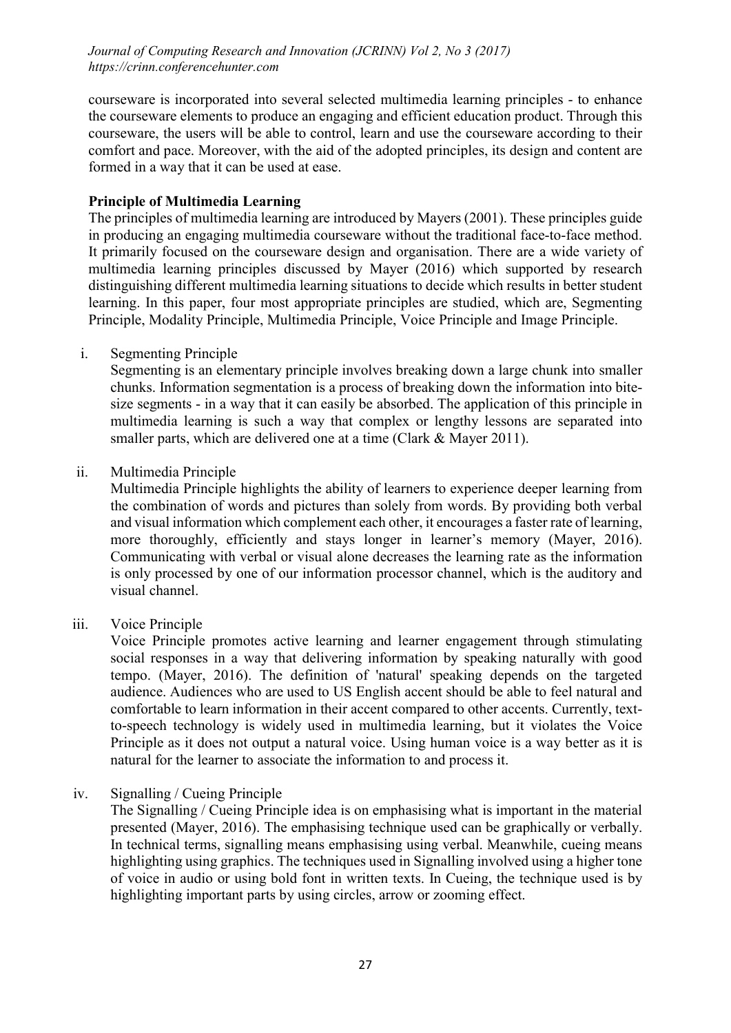courseware is incorporated into several selected multimedia learning principles - to enhance the courseware elements to produce an engaging and efficient education product. Through this courseware, the users will be able to control, learn and use the courseware according to their comfort and pace. Moreover, with the aid of the adopted principles, its design and content are formed in a way that it can be used at ease.

**Principle of Multimedia Learning**

The principles of multimedia learning are introduced by Mayers (2001). These principles guide in producing an engaging multimedia courseware without the traditional face-to-face method. It primarily focused on the courseware design and organisation. There are a wide variety of multimedia learning principles discussed by Mayer (2016) which supported by research distinguishing different multimedia learning situations to decide which results in better student learning. In this paper, four most appropriate principles are studied, which are, Segmenting Principle, Modality Principle, Multimedia Principle, Voice Principle and Image Principle.

i. Segmenting Principle

   Segmenting is an elementary principle involves breaking down a large chunk into smaller chunks. Information segmentation is a process of breaking down the information into bite-size segments - in a way that it can easily be absorbed. The application of this principle in multimedia learning is such a way that complex or lengthy lessons are separated into smaller parts, which are delivered one at a time (Clark & Mayer 2011).

ii. Multimedia Principle

   Multimedia Principle highlights the ability of learners to experience deeper learning from the combination of words and pictures than solely from words. By providing both verbal and visual information which complement each other, it encourages a faster rate of learning, more thoroughly, efficiently and stays longer in learner's memory (Mayer, 2016). Communicating with verbal or visual alone decreases the learning rate as the information is only processed by one of our information processor channel, which is the auditory and visual channel.

iii. Voice Principle

   Voice Principle promotes active learning and learner engagement through stimulating social responses in a way that delivering information by speaking naturally with good tempo. (Mayer, 2016). The definition of 'natural' speaking depends on the targeted audience. Audiences who are used to US English accent should be able to feel natural and comfortable to learn information in their accent compared to other accents. Currently, text-to-speech technology is widely used in multimedia learning, but it violates the Voice Principle as it does not output a natural voice. Using human voice is a way better as it is natural for the learner to associate the information to and process it.

iv. Signalling / Cueing Principle

   The Signalling / Cueing Principle idea is on emphasising what is important in the material presented (Mayer, 2016). The emphasising technique used can be graphically or verbally. In technical terms, signalling means emphasising using verbal. Meanwhile, cueing means highlighting using graphics. The techniques used in Signalling involved using a higher tone of voice in audio or using bold font in written texts. In Cueing, the technique used is by highlighting important parts by using circles, arrow or zooming effect.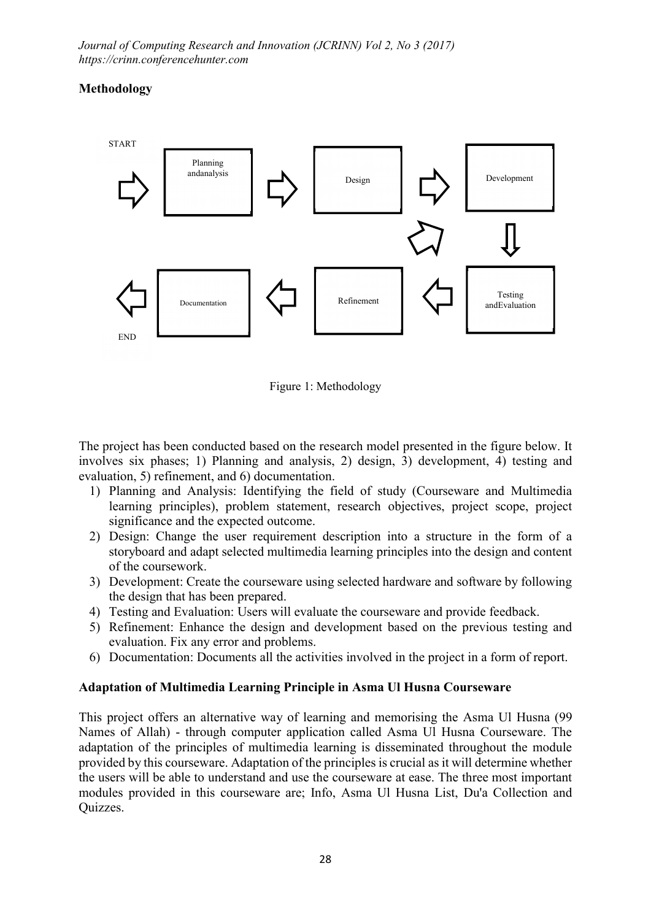## Methodology

START

Planning andanalysis

Design

Development

Testing andEvaluation

Refinement

Documentation

END

Figure 1: Methodology

The project has been conducted based on the research model presented in the figure below. It involves six phases; 1) Planning and analysis, 2) design, 3) development, 4) testing and evaluation, 5) refinement, and 6) documentation.

1) Planning and Analysis: Identifying the field of study (Courseware and Multimedia learning principles), problem statement, research objectives, project scope, project significance and the expected outcome.
2) Design: Change the user requirement description into a structure in the form of a storyboard and adapt selected multimedia learning principles into the design and content of the coursework.
3) Development: Create the courseware using selected hardware and software by following the design that has been prepared.
4) Testing and Evaluation: Users will evaluate the courseware and provide feedback.
5) Refinement: Enhance the design and development based on the previous testing and evaluation. Fix any error and problems.
6) Documentation: Documents all the activities involved in the project in a form of report.

## Adaptation of Multimedia Learning Principle in Asma Ul Husna Courseware

This project offers an alternative way of learning and memorising the Asma Ul Husna (99 Names of Allah) - through computer application called Asma Ul Husna Courseware. The adaptation of the principles of multimedia learning is disseminated throughout the module provided by this courseware. Adaptation of the principles is crucial as it will determine whether the users will be able to understand and use the courseware at ease. The three most important modules provided in this courseware are; Info, Asma Ul Husna List, Du'a Collection and Quizzes.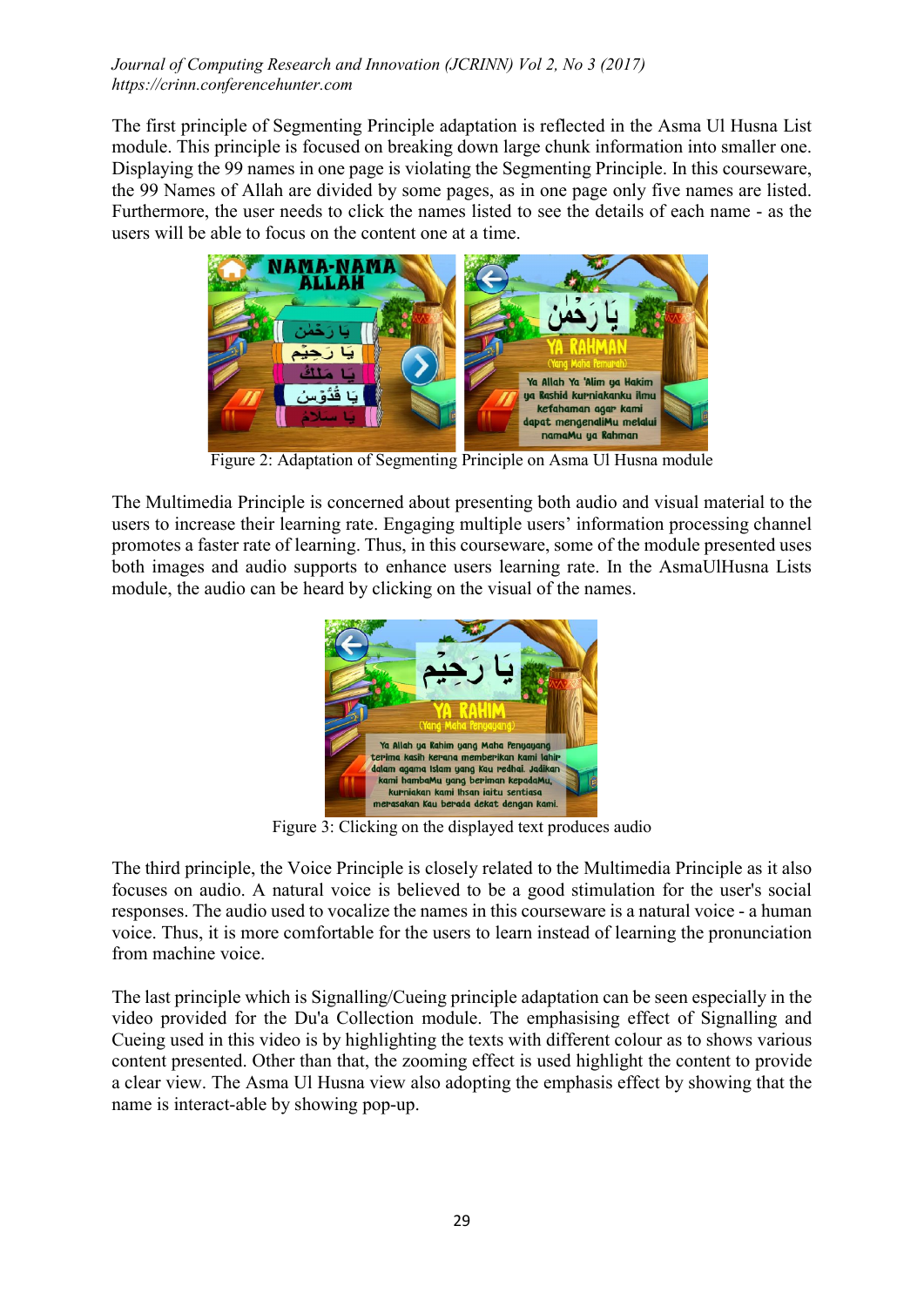The first principle of Segmenting Principle adaptation is reflected in the Asma Ul Husna List module. This principle is focused on breaking down large chunk information into smaller one. Displaying the 99 names in one page is violating the Segmenting Principle. In this courseware, the 99 Names of Allah are divided by some pages, as in one page only five names are listed. Furthermore, the user needs to click the names listed to see the details of each name - as the users will be able to focus on the content one at a time.

Figure 2: Adaptation of Segmenting Principle on Asma Ul Husna module

The Multimedia Principle is concerned about presenting both audio and visual material to the users to increase their learning rate. Engaging multiple users' information processing channel promotes a faster rate of learning. Thus, in this courseware, some of the module presented uses both images and audio supports to enhance users learning rate. In the AsmaUlHusna Lists module, the audio can be heard by clicking on the visual of the names.

Figure 3: Clicking on the displayed text produces audio

The third principle, the Voice Principle is closely related to the Multimedia Principle as it also focuses on audio. A natural voice is believed to be a good stimulation for the user's social responses. The audio used to vocalize the names in this courseware is a natural voice - a human voice. Thus, it is more comfortable for the users to learn instead of learning the pronunciation from machine voice.

The last principle which is Signalling/Cueing principle adaptation can be seen especially in the video provided for the Du'a Collection module. The emphasising effect of Signalling and Cueing used in this video is by highlighting the texts with different colour as to shows various content presented. Other than that, the zooming effect is used highlight the content to provide a clear view. The Asma Ul Husna view also adopting the emphasis effect by showing that the name is interact-able by showing pop-up.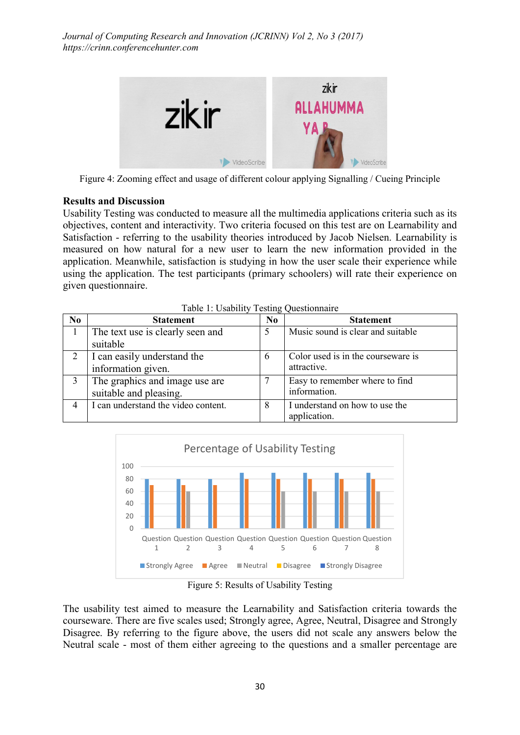Figure 4: Zooming effect and usage of different colour applying Signalling / Cueing Principle

## Results and Discussion

Usability Testing was conducted to measure all the multimedia applications criteria such as its objectives, content and interactivity. Two criteria focused on this test are on Learnability and Satisfaction - referring to the usability theories introduced by Jacob Nielsen. Learnability is measured on how natural for a new user to learn the new information provided in the application. Meanwhile, satisfaction is studying in how the user scale their experience while using the application. The test participants (primary schoolers) will rate their experience on given questionnaire.

Table 1: Usability Testing Questionnaire

| No | Statement | No | Statement |
|---|---|---|---|
| 1 | The text use is clearly seen and suitable | 5 | Music sound is clear and suitable |
| 2 | I can easily understand the information given. | 6 | Color used is in the courseware is attractive. |
| 3 | The graphics and image use are suitable and pleasing. | 7 | Easy to remember where to find information. |
| 4 | I can understand the video content. | 8 | I understand on how to use the application. |

Percentage of Usability Testing

100
80
60
40
20
0

Question 1, Question 2, Question 3, Question 4, Question 5, Question 6, Question 7, Question 8

Strongly Agree, Agree, Neutral, Disagree, Strongly Disagree

Figure 5: Results of Usability Testing

The usability test aimed to measure the Learnability and Satisfaction criteria towards the courseware. There are five scales used; Strongly agree, Agree, Neutral, Disagree and Strongly Disagree. By referring to the figure above, the users did not scale any answers below the Neutral scale - most of them either agreeing to the questions and a smaller percentage are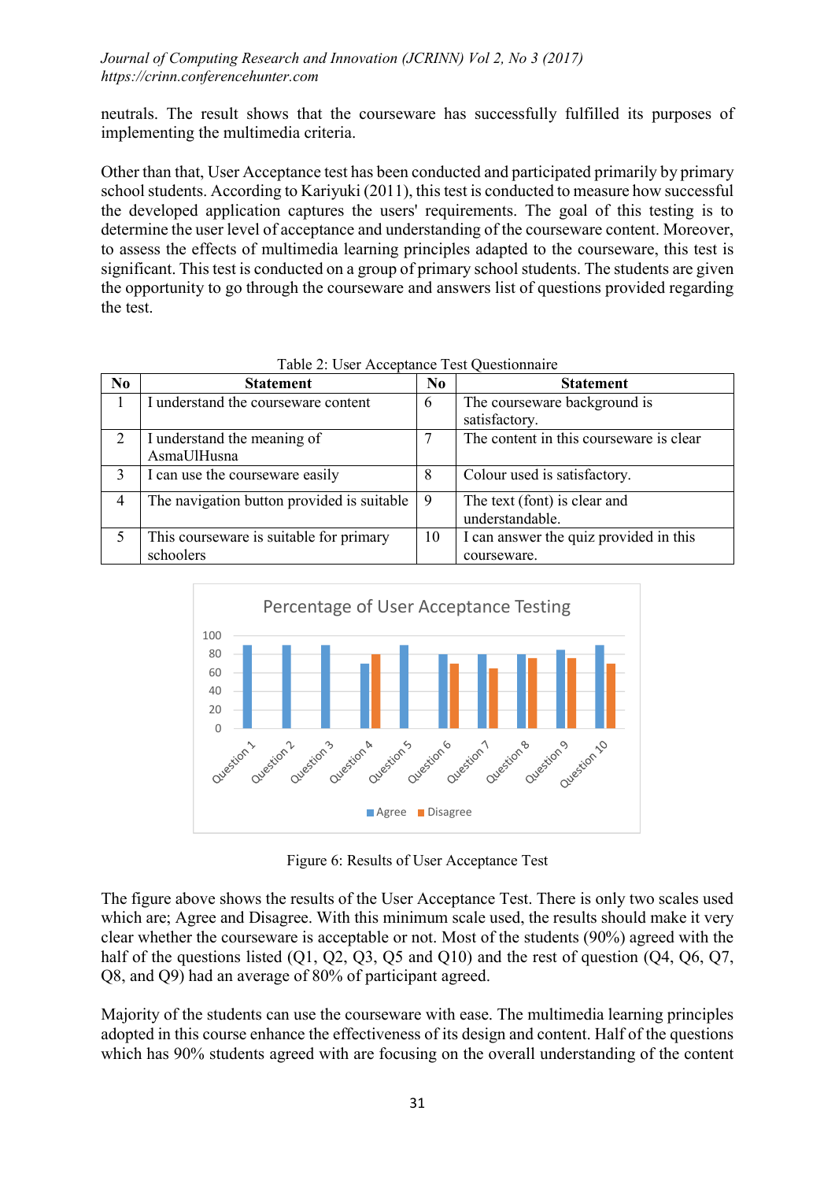neutrals. The result shows that the courseware has successfully fulfilled its purposes of implementing the multimedia criteria.

Other than that, User Acceptance test has been conducted and participated primarily by primary school students. According to Kariyuki (2011), this test is conducted to measure how successful the developed application captures the users' requirements. The goal of this testing is to determine the user level of acceptance and understanding of the courseware content. Moreover, to assess the effects of multimedia learning principles adapted to the courseware, this test is significant. This test is conducted on a group of primary school students. The students are given the opportunity to go through the courseware and answers list of questions provided regarding the test.

Table 2: User Acceptance Test Questionnaire

| No | Statement | No | Statement |
|---|---|---|---|
| 1 | I understand the courseware content | 6 | The courseware background is satisfactory. |
| 2 | I understand the meaning of AsmaUlHusna | 7 | The content in this courseware is clear |
| 3 | I can use the courseware easily | 8 | Colour used is satisfactory. |
| 4 | The navigation button provided is suitable | 9 | The text (font) is clear and understandable. |
| 5 | This courseware is suitable for primary schoolers | 10 | I can answer the quiz provided in this courseware. |

Percentage of User Acceptance Testing

100
80
60
40
20
0

Question 1, Question 2, Question 3, Question 4, Question 5, Question 6, Question 7, Question 8, Question 9, Question 10

Agree
Disagree

Figure 6: Results of User Acceptance Test

The figure above shows the results of the User Acceptance Test. There is only two scales used which are; Agree and Disagree. With this minimum scale used, the results should make it very clear whether the courseware is acceptable or not. Most of the students (90%) agreed with the half of the questions listed (Q1, Q2, Q3, Q5 and Q10) and the rest of question (Q4, Q6, Q7, Q8, and Q9) had an average of 80% of participant agreed.

Majority of the students can use the courseware with ease. The multimedia learning principles adopted in this course enhance the effectiveness of its design and content. Half of the questions which has 90% students agreed with are focusing on the overall understanding of the content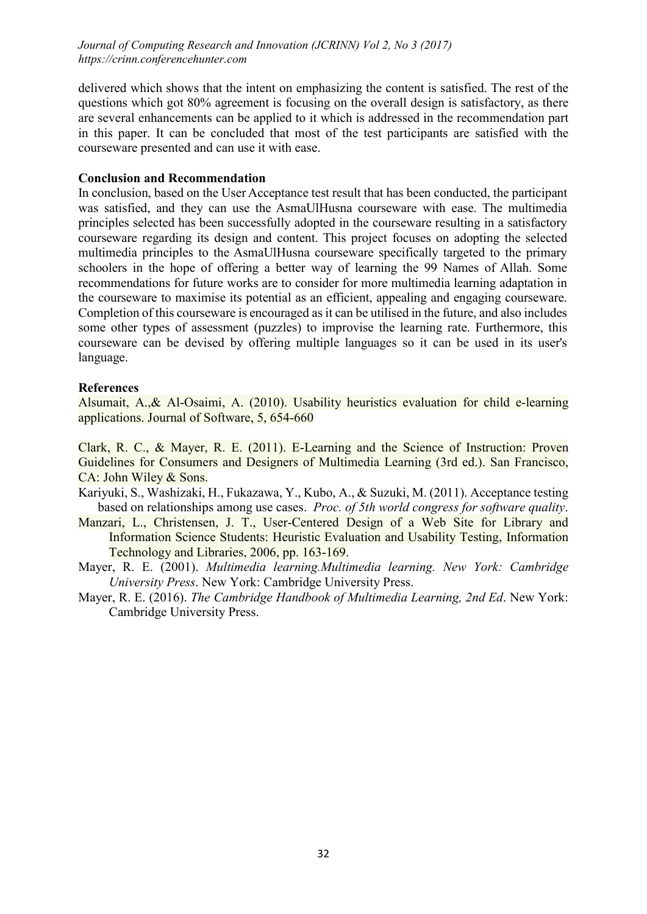delivered which shows that the intent on emphasizing the content is satisfied. The rest of the questions which got 80% agreement is focusing on the overall design is satisfactory, as there are several enhancements can be applied to it which is addressed in the recommendation part in this paper. It can be concluded that most of the test participants are satisfied with the courseware presented and can use it with ease.

## Conclusion and Recommendation

In conclusion, based on the User Acceptance test result that has been conducted, the participant was satisfied, and they can use the AsmaUlHusna courseware with ease. The multimedia principles selected has been successfully adopted in the courseware resulting in a satisfactory courseware regarding its design and content. This project focuses on adopting the selected multimedia principles to the AsmaUlHusna courseware specifically targeted to the primary schoolers in the hope of offering a better way of learning the 99 Names of Allah. Some recommendations for future works are to consider for more multimedia learning adaptation in the courseware to maximise its potential as an efficient, appealing and engaging courseware. Completion of this courseware is encouraged as it can be utilised in the future, and also includes some other types of assessment (puzzles) to improvise the learning rate. Furthermore, this courseware can be devised by offering multiple languages so it can be used in its user's language.

## References

Alsumait, A.,& Al-Osaimi, A. (2010). Usability heuristics evaluation for child e-learning applications. Journal of Software, 5, 654-660

Clark, R. C., & Mayer, R. E. (2011). E-Learning and the Science of Instruction: Proven Guidelines for Consumers and Designers of Multimedia Learning (3rd ed.). San Francisco, CA: John Wiley & Sons.

Kariyuki, S., Washizaki, H., Fukazawa, Y., Kubo, A., & Suzuki, M. (2011). Acceptance testing based on relationships among use cases. *Proc. of 5th world congress for software quality*.

Manzari, L., Christensen, J. T., User-Centered Design of a Web Site for Library and Information Science Students: Heuristic Evaluation and Usability Testing, Information Technology and Libraries, 2006, pp. 163-169.

Mayer, R. E. (2001). *Multimedia learning.Multimedia learning. New York: Cambridge University Press*. New York: Cambridge University Press.

Mayer, R. E. (2016). *The Cambridge Handbook of Multimedia Learning, 2nd Ed*. New York: Cambridge University Press.